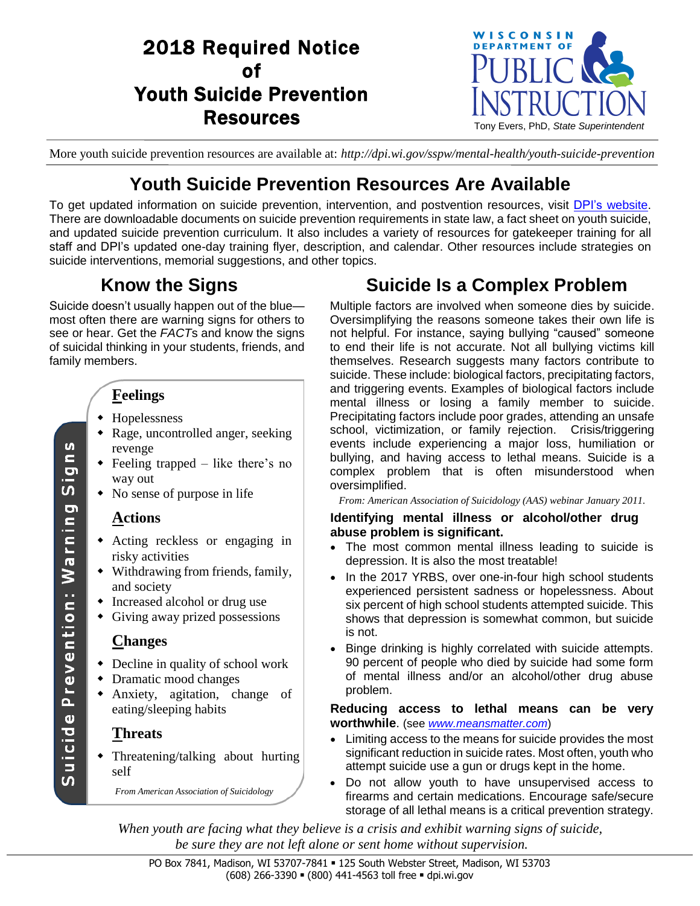# 2018 Required Notice of Youth Suicide Prevention Resources

WISCONSIN DEPARTMENT OF PUBLIC INSTRUCTION

Tony Evers, PhD, *State Superintendent*

More youth suicide prevention resources are available at: *http://dpi.wi.gov/sspw/mental-health/youth-suicide-prevention*

## Youth Suicide Prevention Resources Are Available

To get updated information on suicide prevention, intervention, and postvention resources, visit DPI's website. There are downloadable documents on suicide prevention requirements in state law, a fact sheet on youth suicide, and updated suicide prevention curriculum. It also includes a variety of resources for gatekeeper training for all staff and DPI's updated one-day training flyer, description, and calendar. Other resources include strategies on suicide interventions, memorial suggestions, and other topics.

## Know the Signs

Suicide doesn't usually happen out of the blue—most often there are warning signs for others to see or hear. Get the *FACT*s and know the signs of suicidal thinking in your students, friends, and family members.

**Suicide Prevention: Warning Signs**

### Feelings

- Hopelessness
- Rage, uncontrolled anger, seeking revenge
- Feeling trapped – like there's no way out
- No sense of purpose in life

### Actions

- Acting reckless or engaging in risky activities
- Withdrawing from friends, family, and society
- Increased alcohol or drug use
- Giving away prized possessions

### Changes

- Decline in quality of school work
- Dramatic mood changes
- Anxiety, agitation, change of eating/sleeping habits

### Threats

- Threatening/talking about hurting self

*From American Association of Suicidology*

## Suicide Is a Complex Problem

Multiple factors are involved when someone dies by suicide. Oversimplifying the reasons someone takes their own life is not helpful. For instance, saying bullying "caused" someone to end their life is not accurate. Not all bullying victims kill themselves. Research suggests many factors contribute to suicide. These include: biological factors, precipitating factors, and triggering events. Examples of biological factors include mental illness or losing a family member to suicide. Precipitating factors include poor grades, attending an unsafe school, victimization, or family rejection. Crisis/triggering events include experiencing a major loss, humiliation or bullying, and having access to lethal means. Suicide is a complex problem that is often misunderstood when oversimplified.

*From: American Association of Suicidology (AAS) webinar January 2011.*

**Identifying mental illness or alcohol/other drug abuse problem is significant.**

- The most common mental illness leading to suicide is depression. It is also the most treatable!
- In the 2017 YRBS, over one-in-four high school students experienced persistent sadness or hopelessness. About six percent of high school students attempted suicide. This shows that depression is somewhat common, but suicide is not.
- Binge drinking is highly correlated with suicide attempts. 90 percent of people who died by suicide had some form of mental illness and/or an alcohol/other drug abuse problem.

**Reducing access to lethal means can be very worthwhile**. (see *www.meansmatter.com*)

- Limiting access to the means for suicide provides the most significant reduction in suicide rates. Most often, youth who attempt suicide use a gun or drugs kept in the home.
- Do not allow youth to have unsupervised access to firearms and certain medications. Encourage safe/secure storage of all lethal means is a critical prevention strategy.

*When youth are facing what they believe is a crisis and exhibit warning signs of suicide, be sure they are not left alone or sent home without supervision.*

PO Box 7841, Madison, WI 53707-7841 ▪ 125 South Webster Street, Madison, WI 53703
(608) 266-3390 ▪ (800) 441-4563 toll free ▪ dpi.wi.gov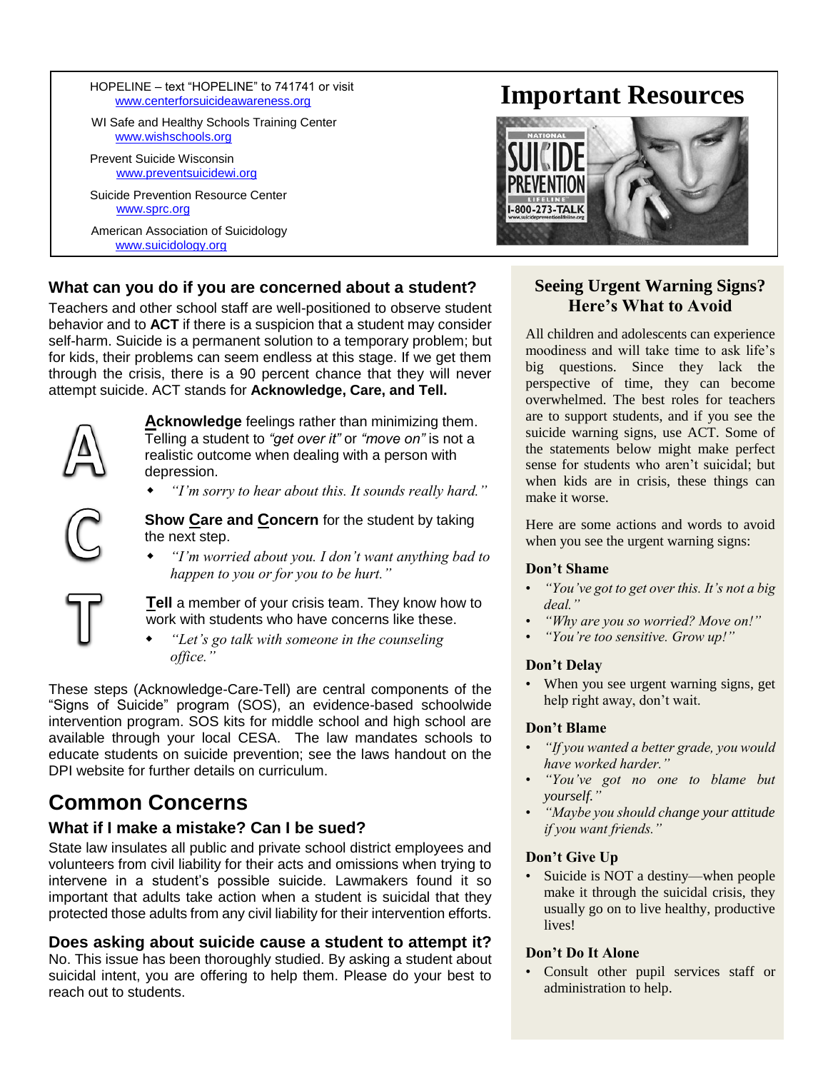## Important Resources

HOPELINE – text “HOPELINE” to 741741 or visit www.centerforsuicideawareness.org

WI Safe and Healthy Schools Training Center www.wishschools.org

Prevent Suicide Wisconsin www.preventsuicidewi.org

Suicide Prevention Resource Center www.sprc.org

American Association of Suicidology www.suicidology.org

### What can you do if you are concerned about a student?

Teachers and other school staff are well-positioned to observe student behavior and to **ACT** if there is a suspicion that a student may consider self-harm. Suicide is a permanent solution to a temporary problem; but for kids, their problems can seem endless at this stage. If we get them through the crisis, there is a 90 percent chance that they will never attempt suicide. ACT stands for **Acknowledge, Care, and Tell.**

**A**

**Acknowledge** feelings rather than minimizing them. Telling a student to *“get over it”* or *“move on”* is not a realistic outcome when dealing with a person with depression.

- *“I’m sorry to hear about this. It sounds really hard.”*

**C**

**Show Care and Concern** for the student by taking the next step.

- *“I’m worried about you. I don’t want anything bad to happen to you or for you to be hurt.”*

**T**

**Tell** a member of your crisis team. They know how to work with students who have concerns like these.

- *“Let’s go talk with someone in the counseling office.”*

These steps (Acknowledge-Care-Tell) are central components of the “Signs of Suicide” program (SOS), an evidence-based schoolwide intervention program. SOS kits for middle school and high school are available through your local CESA. The law mandates schools to educate students on suicide prevention; see the laws handout on the DPI website for further details on curriculum.

## Common Concerns

### What if I make a mistake? Can I be sued?

State law insulates all public and private school district employees and volunteers from civil liability for their acts and omissions when trying to intervene in a student’s possible suicide. Lawmakers found it so important that adults take action when a student is suicidal that they protected those adults from any civil liability for their intervention efforts.

### Does asking about suicide cause a student to attempt it?

No. This issue has been thoroughly studied. By asking a student about suicidal intent, you are offering to help them. Please do your best to reach out to students.

### Seeing Urgent Warning Signs? Here’s What to Avoid

All children and adolescents can experience moodiness and will take time to ask life’s big questions. Since they lack the perspective of time, they can become overwhelmed. The best roles for teachers are to support students, and if you see the suicide warning signs, use ACT. Some of the statements below might make perfect sense for students who aren’t suicidal; but when kids are in crisis, these things can make it worse.

Here are some actions and words to avoid when you see the urgent warning signs:

**Don’t Shame**

- *“You’ve got to get over this. It’s not a big deal.”*
- *“Why are you so worried? Move on!”*
- *“You’re too sensitive. Grow up!”*

**Don’t Delay**

- When you see urgent warning signs, get help right away, don’t wait.

**Don’t Blame**

- *“If you wanted a better grade, you would have worked harder.”*
- *“You’ve got no one to blame but yourself.”*
- *“Maybe you should change your attitude if you want friends.”*

**Don’t Give Up**

- Suicide is NOT a destiny—when people make it through the suicidal crisis, they usually go on to live healthy, productive lives!

**Don’t Do It Alone**

- Consult other pupil services staff or administration to help.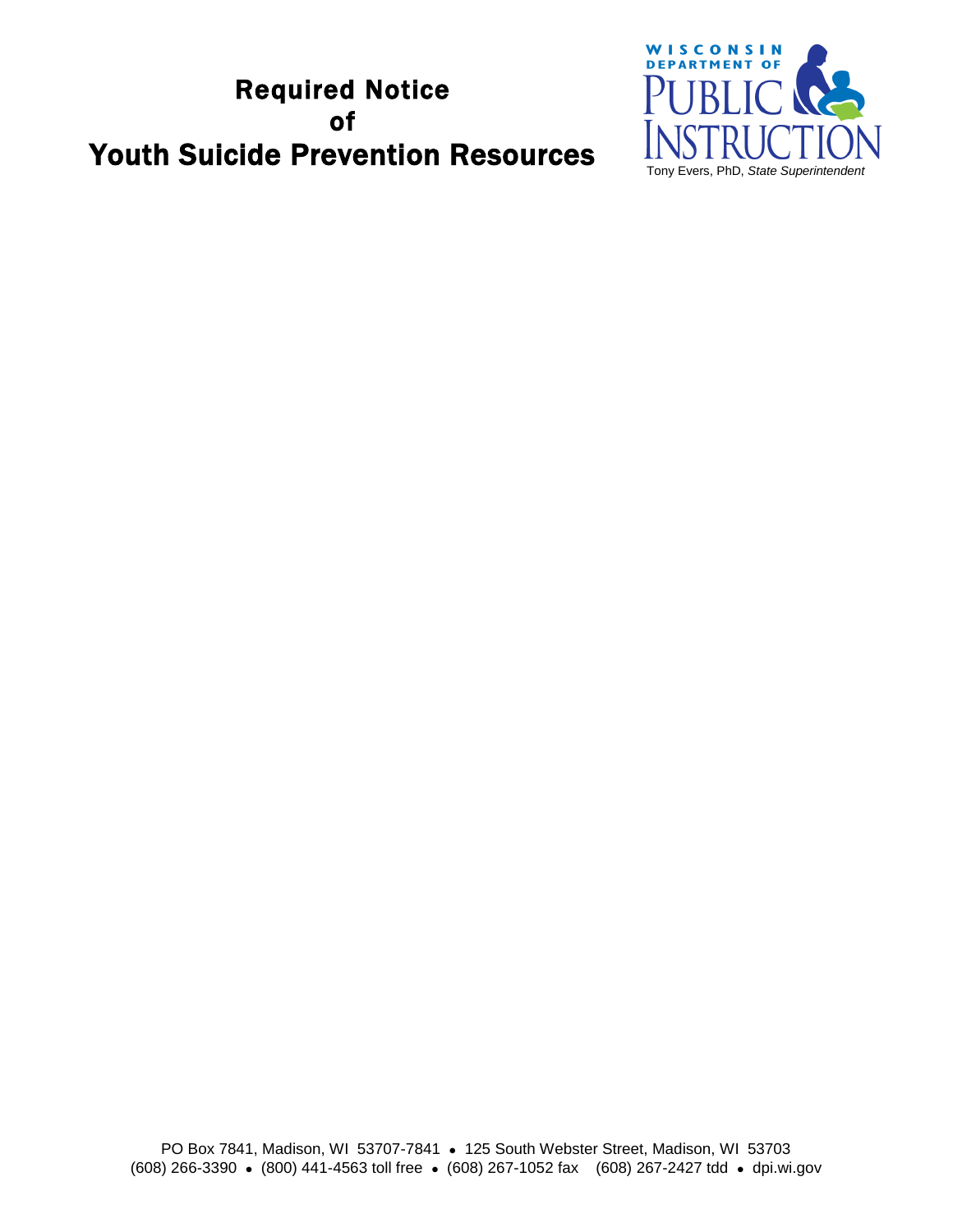# Required Notice of Youth Suicide Prevention Resources

WISCONSIN DEPARTMENT OF PUBLIC INSTRUCTION

Tony Evers, PhD, *State Superintendent*

PO Box 7841, Madison, WI 53707-7841 • 125 South Webster Street, Madison, WI 53703
(608) 266-3390 • (800) 441-4563 toll free • (608) 267-1052 fax (608) 267-2427 tdd • dpi.wi.gov